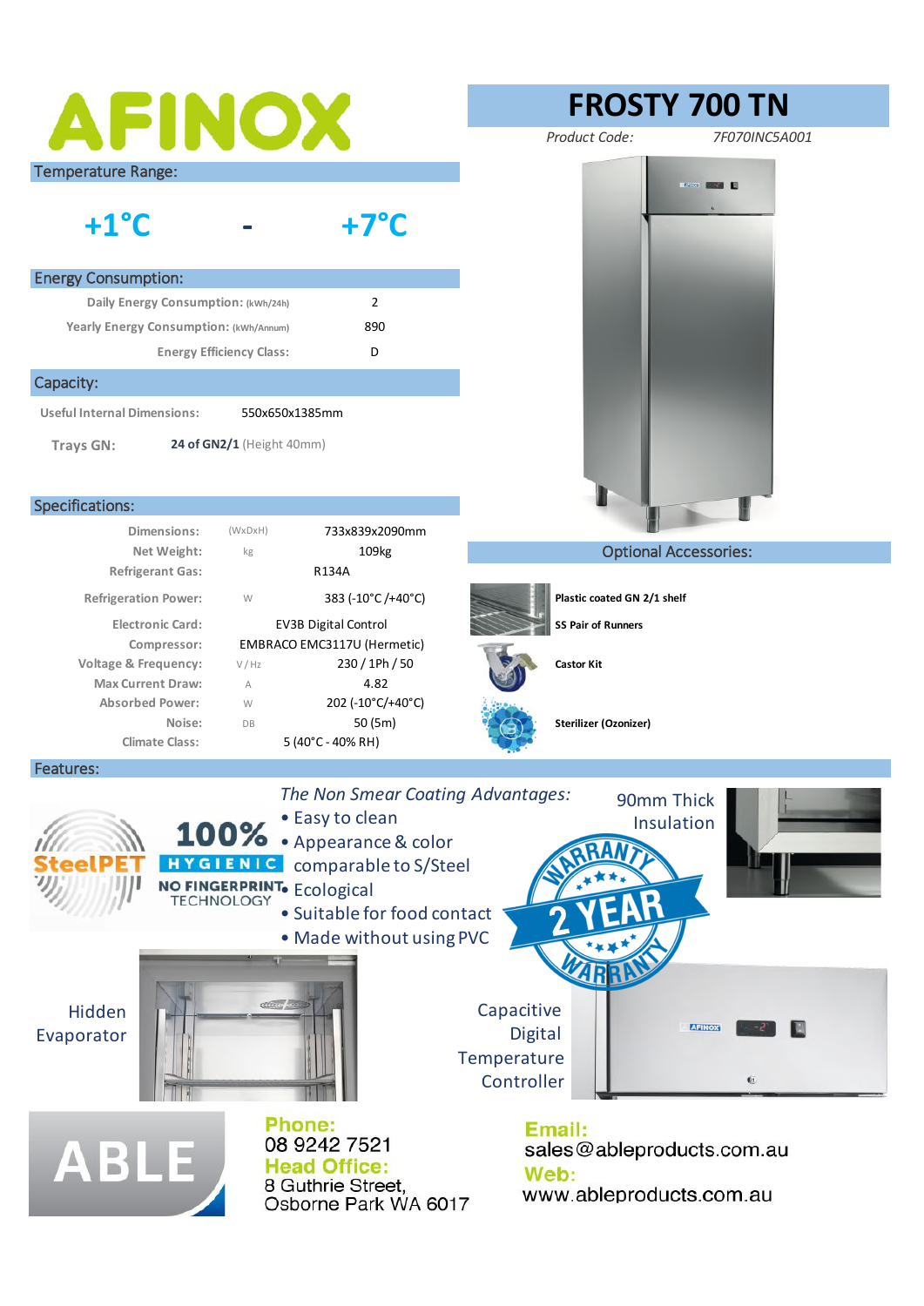# AFINOX

# FROSTY 700 TN

*Product Code:* *7F070INC5A001*

## Temperature Range:

**+1°C - +7°C**

## Energy Consumption:

| | |
|---|---|
| Daily Energy Consumption: (kWh/24h) | 2 |
| Yearly Energy Consumption: (kWh/Annum) | 890 |
| Energy Efficiency Class: | D |

## Capacity:

| | |
|---|---|
| Useful Internal Dimensions: | 550x650x1385mm |
| Trays GN: | **24 of GN2/1** (Height 40mm) |

## Specifications:

| | | |
|---|---|---|
| Dimensions: | (WxDxH) | 733x839x2090mm |
| Net Weight: | kg | 109kg |
| Refrigerant Gas: | | R134A |
| Refrigeration Power: | W | 383 (-10°C /+40°C) |
| Electronic Card: | | EV3B Digital Control |
| Compressor: | | EMBRACO EMC3117U (Hermetic) |
| Voltage & Frequency: | V / Hz | 230 / 1Ph / 50 |
| Max Current Draw: | A | 4.82 |
| Absorbed Power: | W | 202 (-10°C/+40°C) |
| Noise: | DB | 50 (5m) |
| Climate Class: | | 5 (40°C - 40% RH) |

## Optional Accessories:

- **Plastic coated GN 2/1 shelf**
- **SS Pair of Runners**
- **Castor Kit**
- **Sterilizer (Ozonizer)**

## Features:

SteelPET — 100% HYGIENIC — NO FINGERPRINT TECHNOLOGY

*The Non Smear Coating Advantages:*

- Easy to clean
- Appearance & color comparable to S/Steel
- Ecological
- Suitable for food contact
- Made without using PVC

90mm Thick Insulation

2 YEAR WARRANTY

Hidden Evaporator

Capacitive Digital Temperature Controller

ABLE

**Phone:**
08 9242 7521

**Head Office:**
8 Guthrie Street,
Osborne Park WA 6017

**Email:**
sales@ableproducts.com.au

**Web:**
www.ableproducts.com.au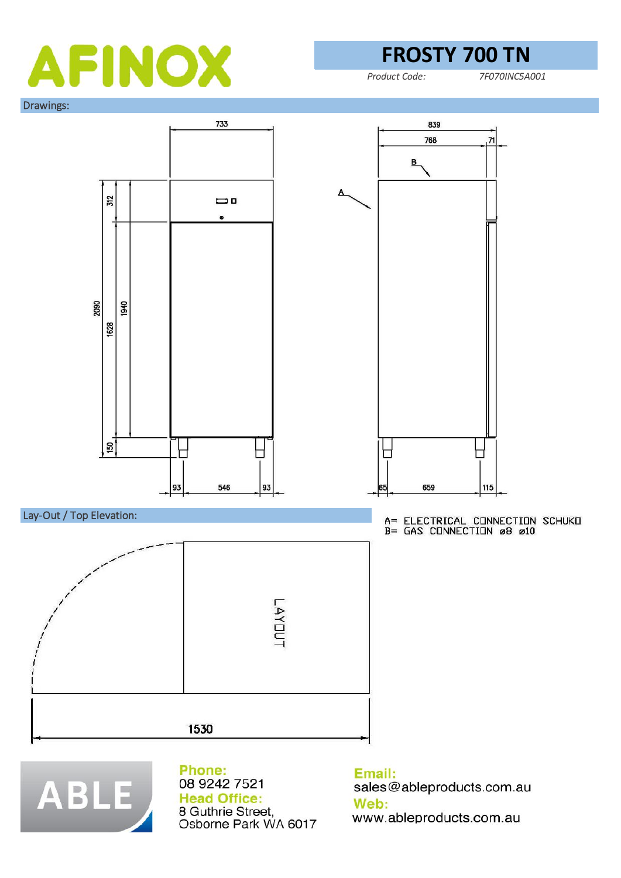# AFINOX

## FROSTY 700 TN

*Product Code:* *7F070INC5A001*

### Drawings:

733

839

768

71

B

A

312

2090

1940

1628

150

93

546

93

65

659

115

### Lay-Out / Top Elevation:

A= ELECTRICAL CONNECTION SCHUKO
B= GAS CONNECTION ø8 ø10

LAYOUT

1530

ABLE

**Phone:**
08 9242 7521

**Head Office:**
8 Guthrie Street,
Osborne Park WA 6017

**Email:**
sales@ableproducts.com.au

**Web:**
www.ableproducts.com.au